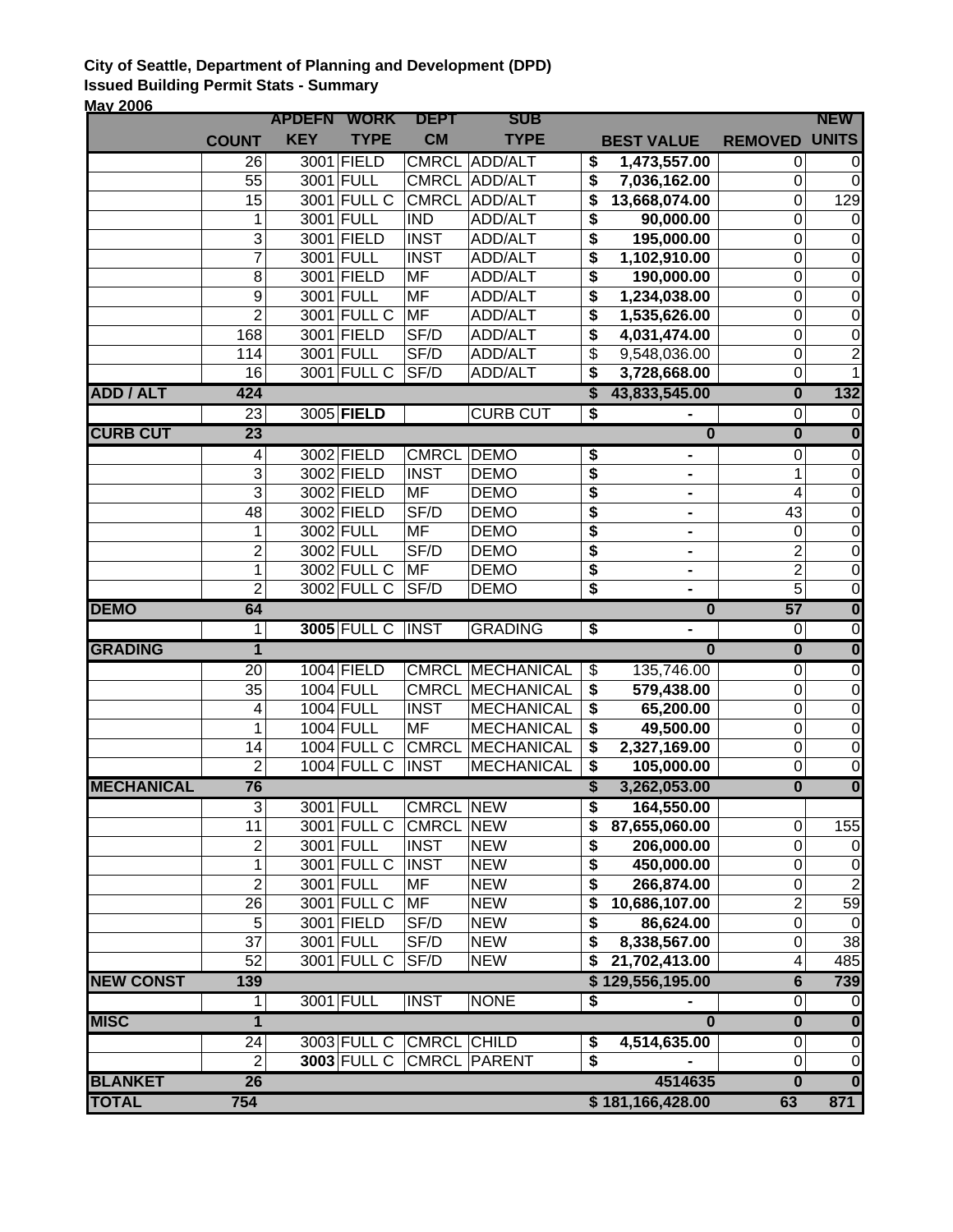**City of Seattle, Department of Planning and Development (DPD)**
**Issued Building Permit Stats - Summary**
**May 2006**

| | COUNT | APDEFN KEY | WORK TYPE | DEPT CM | SUB TYPE | BEST VALUE | REMOVED | NEW UNITS |
|---|---|---|---|---|---|---|---|---|
| | 26 | 3001 | FIELD | CMRCL | ADD/ALT | $ 1,473,557.00 | 0 | 0 |
| | 55 | 3001 | FULL | CMRCL | ADD/ALT | $ 7,036,162.00 | 0 | 0 |
| | 15 | 3001 | FULL C | CMRCL | ADD/ALT | $ 13,668,074.00 | 0 | 129 |
| | 1 | 3001 | FULL | IND | ADD/ALT | $ 90,000.00 | 0 | 0 |
| | 3 | 3001 | FIELD | INST | ADD/ALT | $ 195,000.00 | 0 | 0 |
| | 7 | 3001 | FULL | INST | ADD/ALT | $ 1,102,910.00 | 0 | 0 |
| | 8 | 3001 | FIELD | MF | ADD/ALT | $ 190,000.00 | 0 | 0 |
| | 9 | 3001 | FULL | MF | ADD/ALT | $ 1,234,038.00 | 0 | 0 |
| | 2 | 3001 | FULL C | MF | ADD/ALT | $ 1,535,626.00 | 0 | 0 |
| | 168 | 3001 | FIELD | SF/D | ADD/ALT | $ 4,031,474.00 | 0 | 0 |
| | 114 | 3001 | FULL | SF/D | ADD/ALT | $ 9,548,036.00 | 0 | 2 |
| | 16 | 3001 | FULL C | SF/D | ADD/ALT | $ 3,728,668.00 | 0 | 1 |
| **ADD / ALT** | **424** | | | | | **$ 43,833,545.00** | **0** | **132** |
| | 23 | 3005 | **FIELD** | | CURB CUT | $ - | 0 | 0 |
| **CURB CUT** | **23** | | | | | **0** | **0** | **0** |
| | 4 | 3002 | FIELD | CMRCL | DEMO | $ - | 0 | 0 |
| | 3 | 3002 | FIELD | INST | DEMO | $ - | 1 | 0 |
| | 3 | 3002 | FIELD | MF | DEMO | $ - | 4 | 0 |
| | 48 | 3002 | FIELD | SF/D | DEMO | $ - | 43 | 0 |
| | 1 | 3002 | FULL | MF | DEMO | $ - | 0 | 0 |
| | 2 | 3002 | FULL | SF/D | DEMO | $ - | 2 | 0 |
| | 1 | 3002 | FULL C | MF | DEMO | $ - | 2 | 0 |
| | 2 | 3002 | FULL C | SF/D | DEMO | $ - | 5 | 0 |
| **DEMO** | **64** | | | | | **0** | **57** | **0** |
| | 1 | **3005** | FULL C | INST | GRADING | $ - | 0 | 0 |
| **GRADING** | **1** | | | | | **0** | **0** | **0** |
| | 20 | 1004 | FIELD | CMRCL | MECHANICAL | $ 135,746.00 | 0 | 0 |
| | 35 | 1004 | FULL | CMRCL | MECHANICAL | $ 579,438.00 | 0 | 0 |
| | 4 | 1004 | FULL | INST | MECHANICAL | $ 65,200.00 | 0 | 0 |
| | 1 | 1004 | FULL | MF | MECHANICAL | $ 49,500.00 | 0 | 0 |
| | 14 | 1004 | FULL C | CMRCL | MECHANICAL | $ 2,327,169.00 | 0 | 0 |
| | 2 | 1004 | FULL C | INST | MECHANICAL | $ 105,000.00 | 0 | 0 |
| **MECHANICAL** | **76** | | | | | **$ 3,262,053.00** | **0** | **0** |
| | 3 | 3001 | FULL | CMRCL | NEW | $ 164,550.00 | | |
| | 11 | 3001 | FULL C | CMRCL | NEW | $ 87,655,060.00 | 0 | 155 |
| | 2 | 3001 | FULL | INST | NEW | $ 206,000.00 | 0 | 0 |
| | 1 | 3001 | FULL C | INST | NEW | $ 450,000.00 | 0 | 0 |
| | 2 | 3001 | FULL | MF | NEW | $ 266,874.00 | 0 | 2 |
| | 26 | 3001 | FULL C | MF | NEW | $ 10,686,107.00 | 2 | 59 |
| | 5 | 3001 | FIELD | SF/D | NEW | $ 86,624.00 | 0 | 0 |
| | 37 | 3001 | FULL | SF/D | NEW | $ 8,338,567.00 | 0 | 38 |
| | 52 | 3001 | FULL C | SF/D | NEW | $ 21,702,413.00 | 4 | 485 |
| **NEW CONST** | **139** | | | | | **$ 129,556,195.00** | **6** | **739** |
| | 1 | 3001 | FULL | INST | NONE | $ - | 0 | 0 |
| **MISC** | **1** | | | | | **0** | **0** | **0** |
| | 24 | 3003 | FULL C | CMRCL | CHILD | $ 4,514,635.00 | 0 | 0 |
| | 2 | **3003** | FULL C | CMRCL | PARENT | $ - | 0 | 0 |
| **BLANKET** | **26** | | | | | **4514635** | **0** | **0** |
| **TOTAL** | **754** | | | | | **$ 181,166,428.00** | **63** | **871** |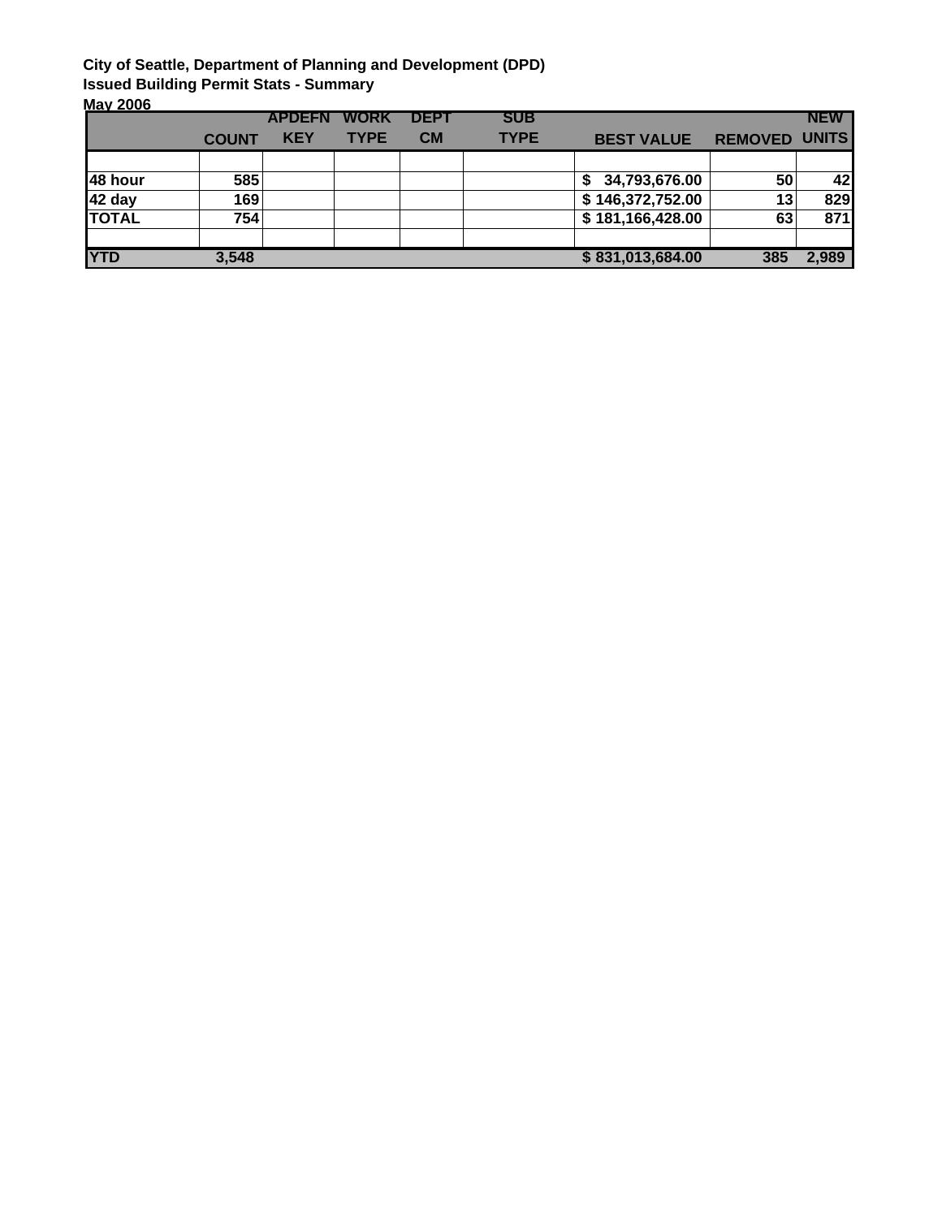**City of Seattle, Department of Planning and Development (DPD)**
**Issued Building Permit Stats - Summary**
**May 2006**

| | COUNT | APDEFN KEY | WORK TYPE | DEPT CM | SUB TYPE | BEST VALUE | REMOVED | NEW UNITS |
|---|---|---|---|---|---|---|---|---|
| | | | | | | | | |
| 48 hour | 585 | | | | | $ 34,793,676.00 | 50 | 42 |
| 42 day | 169 | | | | | $ 146,372,752.00 | 13 | 829 |
| TOTAL | 754 | | | | | $ 181,166,428.00 | 63 | 871 |
| | | | | | | | | |
| YTD | 3,548 | | | | | $ 831,013,684.00 | 385 | 2,989 |